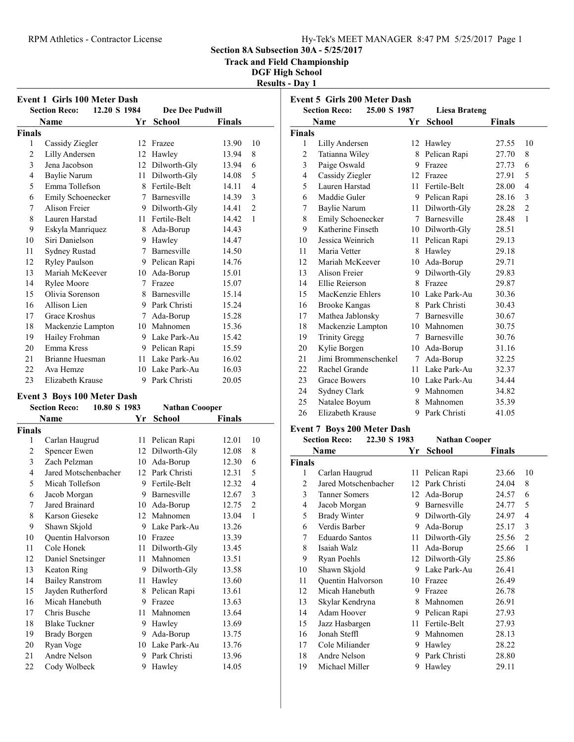# Section 8A Subsection 30A - 5/25/2017

## Track and Field Championship

## DGF High School

## Results - Day 1

### Event 1 Girls 100 Meter Dash

**Section Reco:** 12.20 S 1984 Dee Dee Pudwill

| | Name | Yr | School | Finals | |
|---|---|---|---|---|---|
| **Finals** | | | | | |
| 1 | Cassidy Ziegler | 12 | Frazee | 13.90 | 10 |
| 2 | Lilly Andersen | 12 | Hawley | 13.94 | 8 |
| 3 | Jena Jacobson | 12 | Dilworth-Gly | 13.94 | 6 |
| 4 | Baylie Narum | 11 | Dilworth-Gly | 14.08 | 5 |
| 5 | Emma Tollefson | 8 | Fertile-Belt | 14.11 | 4 |
| 6 | Emily Schoenecker | 7 | Barnesville | 14.39 | 3 |
| 7 | Alison Freier | 9 | Dilworth-Gly | 14.41 | 2 |
| 8 | Lauren Harstad | 11 | Fertile-Belt | 14.42 | 1 |
| 9 | Eskyla Manriquez | 8 | Ada-Borup | 14.43 | |
| 10 | Siri Danielson | 9 | Hawley | 14.47 | |
| 11 | Sydney Rustad | 7 | Barnesville | 14.50 | |
| 12 | Ryley Paulson | 9 | Pelican Rapi | 14.76 | |
| 13 | Mariah McKeever | 10 | Ada-Borup | 15.01 | |
| 14 | Rylee Moore | 7 | Frazee | 15.07 | |
| 15 | Olivia Sorenson | 8 | Barnesville | 15.14 | |
| 16 | Allison Lien | 9 | Park Christi | 15.24 | |
| 17 | Grace Kroshus | 7 | Ada-Borup | 15.28 | |
| 18 | Mackenzie Lampton | 10 | Mahnomen | 15.36 | |
| 19 | Hailey Frohman | 9 | Lake Park-Au | 15.42 | |
| 20 | Emma Kress | 9 | Pelican Rapi | 15.59 | |
| 21 | Brianne Huesman | 11 | Lake Park-Au | 16.02 | |
| 22 | Ava Hemze | 10 | Lake Park-Au | 16.03 | |
| 23 | Elizabeth Krause | 9 | Park Christi | 20.05 | |

### Event 3 Boys 100 Meter Dash

**Section Reco:** 10.80 S 1983 Nathan Coooper

| | Name | Yr | School | Finals | |
|---|---|---|---|---|---|
| **Finals** | | | | | |
| 1 | Carlan Haugrud | 11 | Pelican Rapi | 12.01 | 10 |
| 2 | Spencer Ewen | 12 | Dilworth-Gly | 12.08 | 8 |
| 3 | Zach Pelzman | 10 | Ada-Borup | 12.30 | 6 |
| 4 | Jared Motschenbacher | 12 | Park Christi | 12.31 | 5 |
| 5 | Micah Tollefson | 9 | Fertile-Belt | 12.32 | 4 |
| 6 | Jacob Morgan | 9 | Barnesville | 12.67 | 3 |
| 7 | Jared Brainard | 10 | Ada-Borup | 12.75 | 2 |
| 8 | Karson Gieseke | 12 | Mahnomen | 13.04 | 1 |
| 9 | Shawn Skjold | 9 | Lake Park-Au | 13.26 | |
| 10 | Quentin Halvorson | 10 | Frazee | 13.39 | |
| 11 | Cole Honek | 11 | Dilworth-Gly | 13.45 | |
| 12 | Daniel Snetsinger | 11 | Mahnomen | 13.51 | |
| 13 | Keaton Ring | 9 | Dilworth-Gly | 13.58 | |
| 14 | Bailey Ranstrom | 11 | Hawley | 13.60 | |
| 15 | Jayden Rutherford | 8 | Pelican Rapi | 13.61 | |
| 16 | Micah Hanebuth | 9 | Frazee | 13.63 | |
| 17 | Chris Busche | 11 | Mahnomen | 13.64 | |
| 18 | Blake Tuckner | 9 | Hawley | 13.69 | |
| 19 | Brady Borgen | 9 | Ada-Borup | 13.75 | |
| 20 | Ryan Voge | 10 | Lake Park-Au | 13.76 | |
| 21 | Andre Nelson | 9 | Park Christi | 13.96 | |
| 22 | Cody Wolbeck | 9 | Hawley | 14.05 | |

### Event 5 Girls 200 Meter Dash

**Section Reco:** 25.00 S 1987 Liesa Brateng

| | Name | Yr | School | Finals | |
|---|---|---|---|---|---|
| **Finals** | | | | | |
| 1 | Lilly Andersen | 12 | Hawley | 27.55 | 10 |
| 2 | Tatianna Wiley | 8 | Pelican Rapi | 27.70 | 8 |
| 3 | Paige Oswald | 9 | Frazee | 27.73 | 6 |
| 4 | Cassidy Ziegler | 12 | Frazee | 27.91 | 5 |
| 5 | Lauren Harstad | 11 | Fertile-Belt | 28.00 | 4 |
| 6 | Maddie Guler | 9 | Pelican Rapi | 28.16 | 3 |
| 7 | Baylie Narum | 11 | Dilworth-Gly | 28.28 | 2 |
| 8 | Emily Schoenecker | 7 | Barnesville | 28.48 | 1 |
| 9 | Katherine Finseth | 10 | Dilworth-Gly | 28.51 | |
| 10 | Jessica Weinrich | 11 | Pelican Rapi | 29.13 | |
| 11 | Maria Vetter | 8 | Hawley | 29.18 | |
| 12 | Mariah McKeever | 10 | Ada-Borup | 29.71 | |
| 13 | Alison Freier | 9 | Dilworth-Gly | 29.83 | |
| 14 | Ellie Reierson | 8 | Frazee | 29.87 | |
| 15 | MacKenzie Ehlers | 10 | Lake Park-Au | 30.36 | |
| 16 | Brooke Kangas | 8 | Park Christi | 30.43 | |
| 17 | Mathea Jablonsky | 7 | Barnesville | 30.67 | |
| 18 | Mackenzie Lampton | 10 | Mahnomen | 30.75 | |
| 19 | Trinity Gregg | 7 | Barnesville | 30.76 | |
| 20 | Kylie Borgen | 10 | Ada-Borup | 31.16 | |
| 21 | Jimi Brommenschenkel | 7 | Ada-Borup | 32.25 | |
| 22 | Rachel Grande | 11 | Lake Park-Au | 32.37 | |
| 23 | Grace Bowers | 10 | Lake Park-Au | 34.44 | |
| 24 | Sydney Clark | 9 | Mahnomen | 34.82 | |
| 25 | Natalee Boyum | 8 | Mahnomen | 35.39 | |
| 26 | Elizabeth Krause | 9 | Park Christi | 41.05 | |

### Event 7 Boys 200 Meter Dash

**Section Reco:** 22.30 S 1983 Nathan Cooper

| | Name | Yr | School | Finals | |
|---|---|---|---|---|---|
| **Finals** | | | | | |
| 1 | Carlan Haugrud | 11 | Pelican Rapi | 23.66 | 10 |
| 2 | Jared Motschenbacher | 12 | Park Christi | 24.04 | 8 |
| 3 | Tanner Somers | 12 | Ada-Borup | 24.57 | 6 |
| 4 | Jacob Morgan | 9 | Barnesville | 24.77 | 5 |
| 5 | Brady Winter | 9 | Dilworth-Gly | 24.97 | 4 |
| 6 | Verdis Barber | 9 | Ada-Borup | 25.17 | 3 |
| 7 | Eduardo Santos | 11 | Dilworth-Gly | 25.56 | 2 |
| 8 | Isaiah Walz | 11 | Ada-Borup | 25.66 | 1 |
| 9 | Ryan Poehls | 12 | Dilworth-Gly | 25.86 | |
| 10 | Shawn Skjold | 9 | Lake Park-Au | 26.41 | |
| 11 | Quentin Halvorson | 10 | Frazee | 26.49 | |
| 12 | Micah Hanebuth | 9 | Frazee | 26.78 | |
| 13 | Skylar Kendryna | 8 | Mahnomen | 26.91 | |
| 14 | Adam Hoover | 9 | Pelican Rapi | 27.93 | |
| 15 | Jazz Hasbargen | 11 | Fertile-Belt | 27.93 | |
| 16 | Jonah Steffl | 9 | Mahnomen | 28.13 | |
| 17 | Cole Miliander | 9 | Hawley | 28.22 | |
| 18 | Andre Nelson | 9 | Park Christi | 28.80 | |
| 19 | Michael Miller | 9 | Hawley | 29.11 | |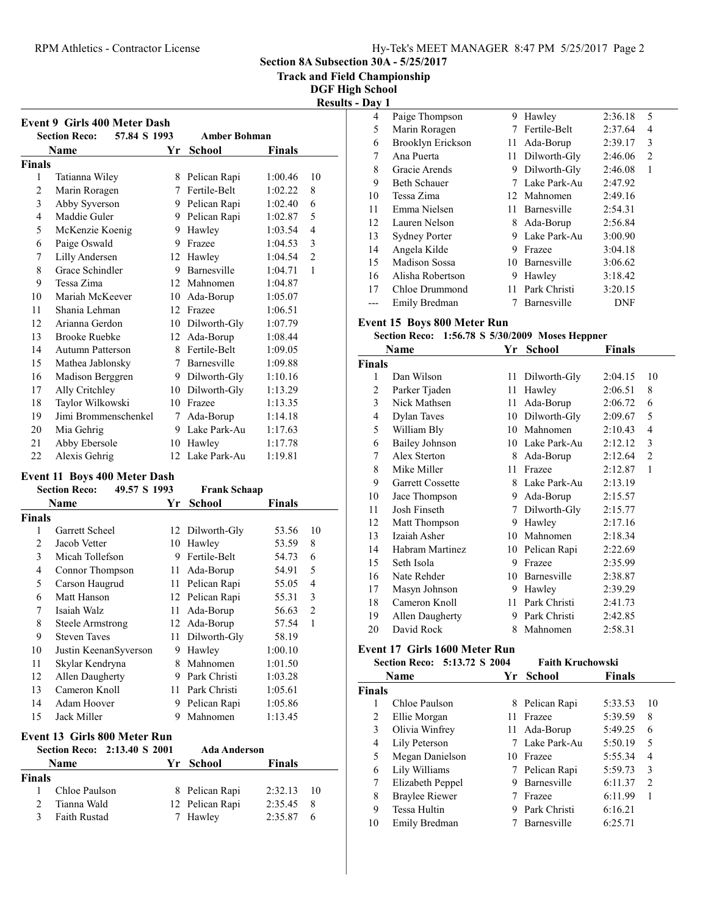# Section 8A Subsection 30A - 5/25/2017

## Track and Field Championship

### DGF High School

### Results - Day 1

**Event 9 Girls 400 Meter Dash**

Section Reco: 57.84 S 1993 Amber Bohman

| | Name | Yr | School | Finals | |
|---|---|---|---|---|---|
| **Finals** | | | | | |
| 1 | Tatianna Wiley | 8 | Pelican Rapi | 1:00.46 | 10 |
| 2 | Marin Roragen | 7 | Fertile-Belt | 1:02.22 | 8 |
| 3 | Abby Syverson | 9 | Pelican Rapi | 1:02.40 | 6 |
| 4 | Maddie Guler | 9 | Pelican Rapi | 1:02.87 | 5 |
| 5 | McKenzie Koenig | 9 | Hawley | 1:03.54 | 4 |
| 6 | Paige Oswald | 9 | Frazee | 1:04.53 | 3 |
| 7 | Lilly Andersen | 12 | Hawley | 1:04.54 | 2 |
| 8 | Grace Schindler | 9 | Barnesville | 1:04.71 | 1 |
| 9 | Tessa Zima | 12 | Mahnomen | 1:04.87 | |
| 10 | Mariah McKeever | 10 | Ada-Borup | 1:05.07 | |
| 11 | Shania Lehman | 12 | Frazee | 1:06.51 | |
| 12 | Arianna Gerdon | 10 | Dilworth-Gly | 1:07.79 | |
| 13 | Brooke Ruebke | 12 | Ada-Borup | 1:08.44 | |
| 14 | Autumn Patterson | 8 | Fertile-Belt | 1:09.05 | |
| 15 | Mathea Jablonsky | 7 | Barnesville | 1:09.88 | |
| 16 | Madison Berggren | 9 | Dilworth-Gly | 1:10.16 | |
| 17 | Ally Critchley | 10 | Dilworth-Gly | 1:13.29 | |
| 18 | Taylor Wilkowski | 10 | Frazee | 1:13.35 | |
| 19 | Jimi Brommenschenkel | 7 | Ada-Borup | 1:14.18 | |
| 20 | Mia Gehrig | 9 | Lake Park-Au | 1:17.63 | |
| 21 | Abby Ebersole | 10 | Hawley | 1:17.78 | |
| 22 | Alexis Gehrig | 12 | Lake Park-Au | 1:19.81 | |

**Event 11 Boys 400 Meter Dash**

Section Reco: 49.57 S 1993 Frank Schaap

| | Name | Yr | School | Finals | |
|---|---|---|---|---|---|
| **Finals** | | | | | |
| 1 | Garrett Scheel | 12 | Dilworth-Gly | 53.56 | 10 |
| 2 | Jacob Vetter | 10 | Hawley | 53.59 | 8 |
| 3 | Micah Tollefson | 9 | Fertile-Belt | 54.73 | 6 |
| 4 | Connor Thompson | 11 | Ada-Borup | 54.91 | 5 |
| 5 | Carson Haugrud | 11 | Pelican Rapi | 55.05 | 4 |
| 6 | Matt Hanson | 12 | Pelican Rapi | 55.31 | 3 |
| 7 | Isaiah Walz | 11 | Ada-Borup | 56.63 | 2 |
| 8 | Steele Armstrong | 12 | Ada-Borup | 57.54 | 1 |
| 9 | Steven Taves | 11 | Dilworth-Gly | 58.19 | |
| 10 | Justin KeenanSyverson | 9 | Hawley | 1:00.10 | |
| 11 | Skylar Kendryna | 8 | Mahnomen | 1:01.50 | |
| 12 | Allen Daugherty | 9 | Park Christi | 1:03.28 | |
| 13 | Cameron Knoll | 11 | Park Christi | 1:05.61 | |
| 14 | Adam Hoover | 9 | Pelican Rapi | 1:05.86 | |
| 15 | Jack Miller | 9 | Mahnomen | 1:13.45 | |

**Event 13 Girls 800 Meter Run**

Section Reco: 2:13.40 S 2001 Ada Anderson

| | Name | Yr | School | Finals | |
|---|---|---|---|---|---|
| **Finals** | | | | | |
| 1 | Chloe Paulson | 8 | Pelican Rapi | 2:32.13 | 10 |
| 2 | Tianna Wald | 12 | Pelican Rapi | 2:35.45 | 8 |
| 3 | Faith Rustad | 7 | Hawley | 2:35.87 | 6 |
| 4 | Paige Thompson | 9 | Hawley | 2:36.18 | 5 |
| 5 | Marin Roragen | 7 | Fertile-Belt | 2:37.64 | 4 |
| 6 | Brooklyn Erickson | 11 | Ada-Borup | 2:39.17 | 3 |
| 7 | Ana Puerta | 11 | Dilworth-Gly | 2:46.06 | 2 |
| 8 | Gracie Arends | 9 | Dilworth-Gly | 2:46.08 | 1 |
| 9 | Beth Schauer | 7 | Lake Park-Au | 2:47.92 | |
| 10 | Tessa Zima | 12 | Mahnomen | 2:49.16 | |
| 11 | Emma Nielsen | 11 | Barnesville | 2:54.31 | |
| 12 | Lauren Nelson | 8 | Ada-Borup | 2:56.84 | |
| 13 | Sydney Porter | 9 | Lake Park-Au | 3:00.90 | |
| 14 | Angela Kilde | 9 | Frazee | 3:04.18 | |
| 15 | Madison Sossa | 10 | Barnesville | 3:06.62 | |
| 16 | Alisha Robertson | 9 | Hawley | 3:18.42 | |
| 17 | Chloe Drummond | 11 | Park Christi | 3:20.15 | |
| --- | Emily Bredman | 7 | Barnesville | DNF | |

**Event 15 Boys 800 Meter Run**

Section Reco: 1:56.78 S 5/30/2009 Moses Heppner

| | Name | Yr | School | Finals | |
|---|---|---|---|---|---|
| **Finals** | | | | | |
| 1 | Dan Wilson | 11 | Dilworth-Gly | 2:04.15 | 10 |
| 2 | Parker Tjaden | 11 | Hawley | 2:06.51 | 8 |
| 3 | Nick Mathsen | 11 | Ada-Borup | 2:06.72 | 6 |
| 4 | Dylan Taves | 10 | Dilworth-Gly | 2:09.67 | 5 |
| 5 | William Bly | 10 | Mahnomen | 2:10.43 | 4 |
| 6 | Bailey Johnson | 10 | Lake Park-Au | 2:12.12 | 3 |
| 7 | Alex Sterton | 8 | Ada-Borup | 2:12.64 | 2 |
| 8 | Mike Miller | 11 | Frazee | 2:12.87 | 1 |
| 9 | Garrett Cossette | 8 | Lake Park-Au | 2:13.19 | |
| 10 | Jace Thompson | 9 | Ada-Borup | 2:15.57 | |
| 11 | Josh Finseth | 7 | Dilworth-Gly | 2:15.77 | |
| 12 | Matt Thompson | 9 | Hawley | 2:17.16 | |
| 13 | Izaiah Asher | 10 | Mahnomen | 2:18.34 | |
| 14 | Habram Martinez | 10 | Pelican Rapi | 2:22.69 | |
| 15 | Seth Isola | 9 | Frazee | 2:35.99 | |
| 16 | Nate Rehder | 10 | Barnesville | 2:38.87 | |
| 17 | Masyn Johnson | 9 | Hawley | 2:39.29 | |
| 18 | Cameron Knoll | 11 | Park Christi | 2:41.73 | |
| 19 | Allen Daugherty | 9 | Park Christi | 2:42.85 | |
| 20 | David Rock | 8 | Mahnomen | 2:58.31 | |

**Event 17 Girls 1600 Meter Run**

Section Reco: 5:13.72 S 2004 Faith Kruchowski

| | Name | Yr | School | Finals | |
|---|---|---|---|---|---|
| **Finals** | | | | | |
| 1 | Chloe Paulson | 8 | Pelican Rapi | 5:33.53 | 10 |
| 2 | Ellie Morgan | 11 | Frazee | 5:39.59 | 8 |
| 3 | Olivia Winfrey | 11 | Ada-Borup | 5:49.25 | 6 |
| 4 | Lily Peterson | 7 | Lake Park-Au | 5:50.19 | 5 |
| 5 | Megan Danielson | 10 | Frazee | 5:55.34 | 4 |
| 6 | Lily Williams | 7 | Pelican Rapi | 5:59.73 | 3 |
| 7 | Elizabeth Peppel | 9 | Barnesville | 6:11.37 | 2 |
| 8 | Braylee Riewer | 7 | Frazee | 6:11.99 | 1 |
| 9 | Tessa Hultin | 9 | Park Christi | 6:16.21 | |
| 10 | Emily Bredman | 7 | Barnesville | 6:25.71 | |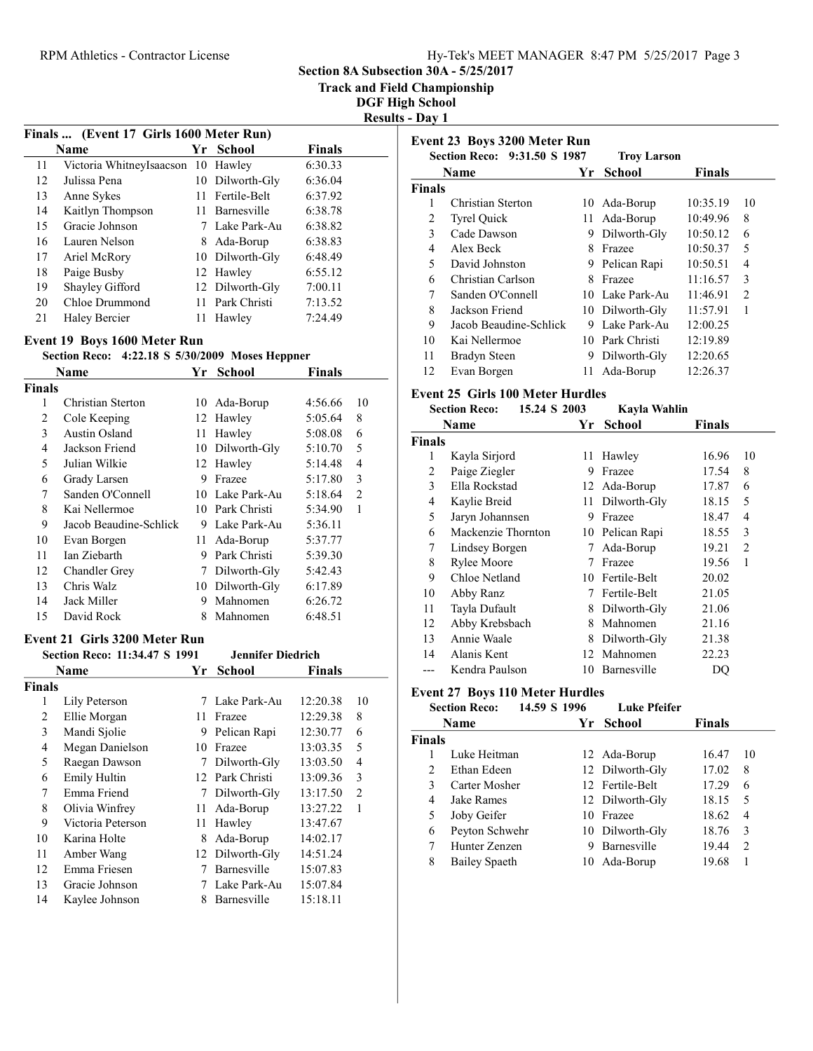## Section 8A Subsection 30A - 5/25/2017

## Track and Field Championship

## DGF High School

## Results - Day 1

### Finals ... (Event 17 Girls 1600 Meter Run)

| | Name | Yr | School | Finals |
|---|---|---|---|---|
| 11 | Victoria WhitneyIsaacson | 10 | Hawley | 6:30.33 |
| 12 | Julissa Pena | 10 | Dilworth-Gly | 6:36.04 |
| 13 | Anne Sykes | 11 | Fertile-Belt | 6:37.92 |
| 14 | Kaitlyn Thompson | 11 | Barnesville | 6:38.78 |
| 15 | Gracie Johnson | 7 | Lake Park-Au | 6:38.82 |
| 16 | Lauren Nelson | 8 | Ada-Borup | 6:38.83 |
| 17 | Ariel McRory | 10 | Dilworth-Gly | 6:48.49 |
| 18 | Paige Busby | 12 | Hawley | 6:55.12 |
| 19 | Shayley Gifford | 12 | Dilworth-Gly | 7:00.11 |
| 20 | Chloe Drummond | 11 | Park Christi | 7:13.52 |
| 21 | Haley Bercier | 11 | Hawley | 7:24.49 |

### Event 19 Boys 1600 Meter Run

Section Reco: 4:22.18 S 5/30/2009 Moses Heppner

| | Name | Yr | School | Finals | |
|---|---|---|---|---|---|
| **Finals** | | | | | |
| 1 | Christian Sterton | 10 | Ada-Borup | 4:56.66 | 10 |
| 2 | Cole Keeping | 12 | Hawley | 5:05.64 | 8 |
| 3 | Austin Osland | 11 | Hawley | 5:08.08 | 6 |
| 4 | Jackson Friend | 10 | Dilworth-Gly | 5:10.70 | 5 |
| 5 | Julian Wilkie | 12 | Hawley | 5:14.48 | 4 |
| 6 | Grady Larsen | 9 | Frazee | 5:17.80 | 3 |
| 7 | Sanden O'Connell | 10 | Lake Park-Au | 5:18.64 | 2 |
| 8 | Kai Nellermoe | 10 | Park Christi | 5:34.90 | 1 |
| 9 | Jacob Beaudine-Schlick | 9 | Lake Park-Au | 5:36.11 | |
| 10 | Evan Borgen | 11 | Ada-Borup | 5:37.77 | |
| 11 | Ian Ziebarth | 9 | Park Christi | 5:39.30 | |
| 12 | Chandler Grey | 7 | Dilworth-Gly | 5:42.43 | |
| 13 | Chris Walz | 10 | Dilworth-Gly | 6:17.89 | |
| 14 | Jack Miller | 9 | Mahnomen | 6:26.72 | |
| 15 | David Rock | 8 | Mahnomen | 6:48.51 | |

### Event 21 Girls 3200 Meter Run

Section Reco: 11:34.47 S 1991 Jennifer Diedrich

| | Name | Yr | School | Finals | |
|---|---|---|---|---|---|
| **Finals** | | | | | |
| 1 | Lily Peterson | 7 | Lake Park-Au | 12:20.38 | 10 |
| 2 | Ellie Morgan | 11 | Frazee | 12:29.38 | 8 |
| 3 | Mandi Sjolie | 9 | Pelican Rapi | 12:30.77 | 6 |
| 4 | Megan Danielson | 10 | Frazee | 13:03.35 | 5 |
| 5 | Raegan Dawson | 7 | Dilworth-Gly | 13:03.50 | 4 |
| 6 | Emily Hultin | 12 | Park Christi | 13:09.36 | 3 |
| 7 | Emma Friend | 7 | Dilworth-Gly | 13:17.50 | 2 |
| 8 | Olivia Winfrey | 11 | Ada-Borup | 13:27.22 | 1 |
| 9 | Victoria Peterson | 11 | Hawley | 13:47.67 | |
| 10 | Karina Holte | 8 | Ada-Borup | 14:02.17 | |
| 11 | Amber Wang | 12 | Dilworth-Gly | 14:51.24 | |
| 12 | Emma Friesen | 7 | Barnesville | 15:07.83 | |
| 13 | Gracie Johnson | 7 | Lake Park-Au | 15:07.84 | |
| 14 | Kaylee Johnson | 8 | Barnesville | 15:18.11 | |

### Event 23 Boys 3200 Meter Run

Section Reco: 9:31.50 S 1987 Troy Larson

| | Name | Yr | School | Finals | |
|---|---|---|---|---|---|
| **Finals** | | | | | |
| 1 | Christian Sterton | 10 | Ada-Borup | 10:35.19 | 10 |
| 2 | Tyrel Quick | 11 | Ada-Borup | 10:49.96 | 8 |
| 3 | Cade Dawson | 9 | Dilworth-Gly | 10:50.12 | 6 |
| 4 | Alex Beck | 8 | Frazee | 10:50.37 | 5 |
| 5 | David Johnston | 9 | Pelican Rapi | 10:50.51 | 4 |
| 6 | Christian Carlson | 8 | Frazee | 11:16.57 | 3 |
| 7 | Sanden O'Connell | 10 | Lake Park-Au | 11:46.91 | 2 |
| 8 | Jackson Friend | 10 | Dilworth-Gly | 11:57.91 | 1 |
| 9 | Jacob Beaudine-Schlick | 9 | Lake Park-Au | 12:00.25 | |
| 10 | Kai Nellermoe | 10 | Park Christi | 12:19.89 | |
| 11 | Bradyn Steen | 9 | Dilworth-Gly | 12:20.65 | |
| 12 | Evan Borgen | 11 | Ada-Borup | 12:26.37 | |

### Event 25 Girls 100 Meter Hurdles

Section Reco: 15.24 S 2003 Kayla Wahlin

| | Name | Yr | School | Finals | |
|---|---|---|---|---|---|
| **Finals** | | | | | |
| 1 | Kayla Sirjord | 11 | Hawley | 16.96 | 10 |
| 2 | Paige Ziegler | 9 | Frazee | 17.54 | 8 |
| 3 | Ella Rockstad | 12 | Ada-Borup | 17.87 | 6 |
| 4 | Kaylie Breid | 11 | Dilworth-Gly | 18.15 | 5 |
| 5 | Jaryn Johannsen | 9 | Frazee | 18.47 | 4 |
| 6 | Mackenzie Thornton | 10 | Pelican Rapi | 18.55 | 3 |
| 7 | Lindsey Borgen | 7 | Ada-Borup | 19.21 | 2 |
| 8 | Rylee Moore | 7 | Frazee | 19.56 | 1 |
| 9 | Chloe Netland | 10 | Fertile-Belt | 20.02 | |
| 10 | Abby Ranz | 7 | Fertile-Belt | 21.05 | |
| 11 | Tayla Dufault | 8 | Dilworth-Gly | 21.06 | |
| 12 | Abby Krebsbach | 8 | Mahnomen | 21.16 | |
| 13 | Annie Waale | 8 | Dilworth-Gly | 21.38 | |
| 14 | Alanis Kent | 12 | Mahnomen | 22.23 | |
| --- | Kendra Paulson | 10 | Barnesville | DQ | |

### Event 27 Boys 110 Meter Hurdles

Section Reco: 14.59 S 1996 Luke Pfeifer

| | Name | Yr | School | Finals | |
|---|---|---|---|---|---|
| **Finals** | | | | | |
| 1 | Luke Heitman | 12 | Ada-Borup | 16.47 | 10 |
| 2 | Ethan Edeen | 12 | Dilworth-Gly | 17.02 | 8 |
| 3 | Carter Mosher | 12 | Fertile-Belt | 17.29 | 6 |
| 4 | Jake Rames | 12 | Dilworth-Gly | 18.15 | 5 |
| 5 | Joby Geifer | 10 | Frazee | 18.62 | 4 |
| 6 | Peyton Schwehr | 10 | Dilworth-Gly | 18.76 | 3 |
| 7 | Hunter Zenzen | 9 | Barnesville | 19.44 | 2 |
| 8 | Bailey Spaeth | 10 | Ada-Borup | 19.68 | 1 |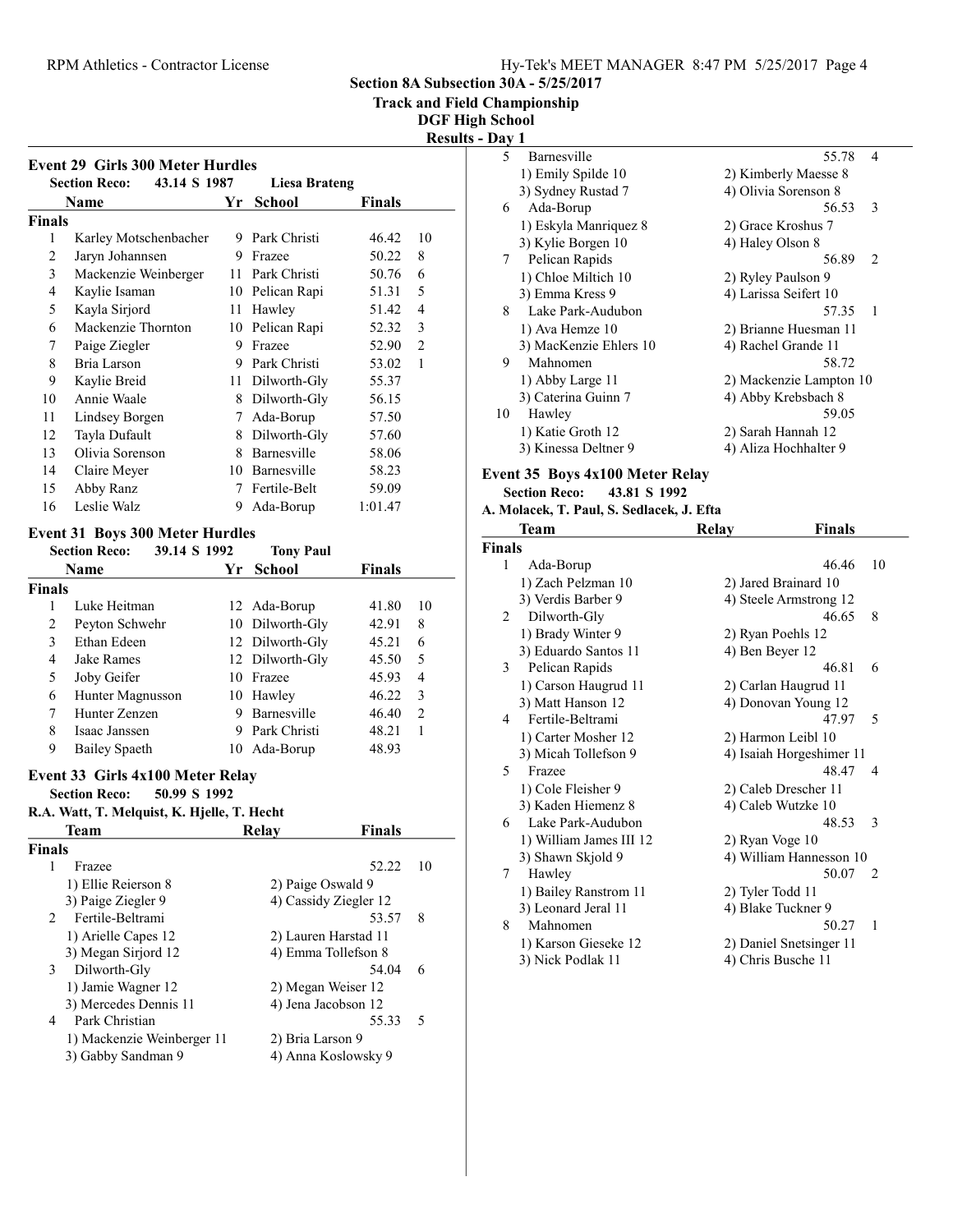## Section 8A Subsection 30A - 5/25/2017

## Track and Field Championship

## DGF High School

## Results - Day 1

### Event 29 Girls 300 Meter Hurdles

**Section Reco:** 43.14 S 1987 **Liesa Brateng**

| | Name | Yr | School | Finals | |
|---|---|---|---|---|---|
| **Finals** | | | | | |
| 1 | Karley Motschenbacher | 9 | Park Christi | 46.42 | 10 |
| 2 | Jaryn Johannsen | 9 | Frazee | 50.22 | 8 |
| 3 | Mackenzie Weinberger | 11 | Park Christi | 50.76 | 6 |
| 4 | Kaylie Isaman | 10 | Pelican Rapi | 51.31 | 5 |
| 5 | Kayla Sirjord | 11 | Hawley | 51.42 | 4 |
| 6 | Mackenzie Thornton | 10 | Pelican Rapi | 52.32 | 3 |
| 7 | Paige Ziegler | 9 | Frazee | 52.90 | 2 |
| 8 | Bria Larson | 9 | Park Christi | 53.02 | 1 |
| 9 | Kaylie Breid | 11 | Dilworth-Gly | 55.37 | |
| 10 | Annie Waale | 8 | Dilworth-Gly | 56.15 | |
| 11 | Lindsey Borgen | 7 | Ada-Borup | 57.50 | |
| 12 | Tayla Dufault | 8 | Dilworth-Gly | 57.60 | |
| 13 | Olivia Sorenson | 8 | Barnesville | 58.06 | |
| 14 | Claire Meyer | 10 | Barnesville | 58.23 | |
| 15 | Abby Ranz | 7 | Fertile-Belt | 59.09 | |
| 16 | Leslie Walz | 9 | Ada-Borup | 1:01.47 | |

### Event 31 Boys 300 Meter Hurdles

**Section Reco:** 39.14 S 1992 **Tony Paul**

| | Name | Yr | School | Finals | |
|---|---|---|---|---|---|
| **Finals** | | | | | |
| 1 | Luke Heitman | 12 | Ada-Borup | 41.80 | 10 |
| 2 | Peyton Schwehr | 10 | Dilworth-Gly | 42.91 | 8 |
| 3 | Ethan Edeen | 12 | Dilworth-Gly | 45.21 | 6 |
| 4 | Jake Rames | 12 | Dilworth-Gly | 45.50 | 5 |
| 5 | Joby Geifer | 10 | Frazee | 45.93 | 4 |
| 6 | Hunter Magnusson | 10 | Hawley | 46.22 | 3 |
| 7 | Hunter Zenzen | 9 | Barnesville | 46.40 | 2 |
| 8 | Isaac Janssen | 9 | Park Christi | 48.21 | 1 |
| 9 | Bailey Spaeth | 10 | Ada-Borup | 48.93 | |

### Event 33 Girls 4x100 Meter Relay

**Section Reco:** 50.99 S 1992

**R.A. Watt, T. Melquist, K. Hjelle, T. Hecht**

| | Team | Relay | Finals | |
|---|---|---|---|---|
| **Finals** | | | | |
| 1 | Frazee | | 52.22 | 10 |
| | 1) Ellie Reierson 8 | 2) Paige Oswald 9 | | |
| | 3) Paige Ziegler 9 | 4) Cassidy Ziegler 12 | | |
| 2 | Fertile-Beltrami | | 53.57 | 8 |
| | 1) Arielle Capes 12 | 2) Lauren Harstad 11 | | |
| | 3) Megan Sirjord 12 | 4) Emma Tollefson 8 | | |
| 3 | Dilworth-Gly | | 54.04 | 6 |
| | 1) Jamie Wagner 12 | 2) Megan Weiser 12 | | |
| | 3) Mercedes Dennis 11 | 4) Jena Jacobson 12 | | |
| 4 | Park Christian | | 55.33 | 5 |
| | 1) Mackenzie Weinberger 11 | 2) Bria Larson 9 | | |
| | 3) Gabby Sandman 9 | 4) Anna Koslowsky 9 | | |
| 5 | Barnesville | | 55.78 | 4 |
| | 1) Emily Spilde 10 | 2) Kimberly Maesse 8 | | |
| | 3) Sydney Rustad 7 | 4) Olivia Sorenson 8 | | |
| 6 | Ada-Borup | | 56.53 | 3 |
| | 1) Eskyla Manriquez 8 | 2) Grace Kroshus 7 | | |
| | 3) Kylie Borgen 10 | 4) Haley Olson 8 | | |
| 7 | Pelican Rapids | | 56.89 | 2 |
| | 1) Chloe Miltich 10 | 2) Ryley Paulson 9 | | |
| | 3) Emma Kress 9 | 4) Larissa Seifert 10 | | |
| 8 | Lake Park-Audubon | | 57.35 | 1 |
| | 1) Ava Hemze 10 | 2) Brianne Huesman 11 | | |
| | 3) MacKenzie Ehlers 10 | 4) Rachel Grande 11 | | |
| 9 | Mahnomen | | 58.72 | |
| | 1) Abby Large 11 | 2) Mackenzie Lampton 10 | | |
| | 3) Caterina Guinn 7 | 4) Abby Krebsbach 8 | | |
| 10 | Hawley | | 59.05 | |
| | 1) Katie Groth 12 | 2) Sarah Hannah 12 | | |
| | 3) Kinessa Deltner 9 | 4) Aliza Hochhalter 9 | | |

### Event 35 Boys 4x100 Meter Relay

**Section Reco:** 43.81 S 1992

**A. Molacek, T. Paul, S. Sedlacek, J. Efta**

| | Team | Relay | Finals | |
|---|---|---|---|---|
| **Finals** | | | | |
| 1 | Ada-Borup | | 46.46 | 10 |
| | 1) Zach Pelzman 10 | 2) Jared Brainard 10 | | |
| | 3) Verdis Barber 9 | 4) Steele Armstrong 12 | | |
| 2 | Dilworth-Gly | | 46.65 | 8 |
| | 1) Brady Winter 9 | 2) Ryan Poehls 12 | | |
| | 3) Eduardo Santos 11 | 4) Ben Beyer 12 | | |
| 3 | Pelican Rapids | | 46.81 | 6 |
| | 1) Carson Haugrud 11 | 2) Carlan Haugrud 11 | | |
| | 3) Matt Hanson 12 | 4) Donovan Young 12 | | |
| 4 | Fertile-Beltrami | | 47.97 | 5 |
| | 1) Carter Mosher 12 | 2) Harmon Leibl 10 | | |
| | 3) Micah Tollefson 9 | 4) Isaiah Horgeshimer 11 | | |
| 5 | Frazee | | 48.47 | 4 |
| | 1) Cole Fleisher 9 | 2) Caleb Drescher 11 | | |
| | 3) Kaden Hiemenz 8 | 4) Caleb Wutzke 10 | | |
| 6 | Lake Park-Audubon | | 48.53 | 3 |
| | 1) William James III 12 | 2) Ryan Voge 10 | | |
| | 3) Shawn Skjold 9 | 4) William Hannesson 10 | | |
| 7 | Hawley | | 50.07 | 2 |
| | 1) Bailey Ranstrom 11 | 2) Tyler Todd 11 | | |
| | 3) Leonard Jeral 11 | 4) Blake Tuckner 9 | | |
| 8 | Mahnomen | | 50.27 | 1 |
| | 1) Karson Gieseke 12 | 2) Daniel Snetsinger 11 | | |
| | 3) Nick Podlak 11 | 4) Chris Busche 11 | | |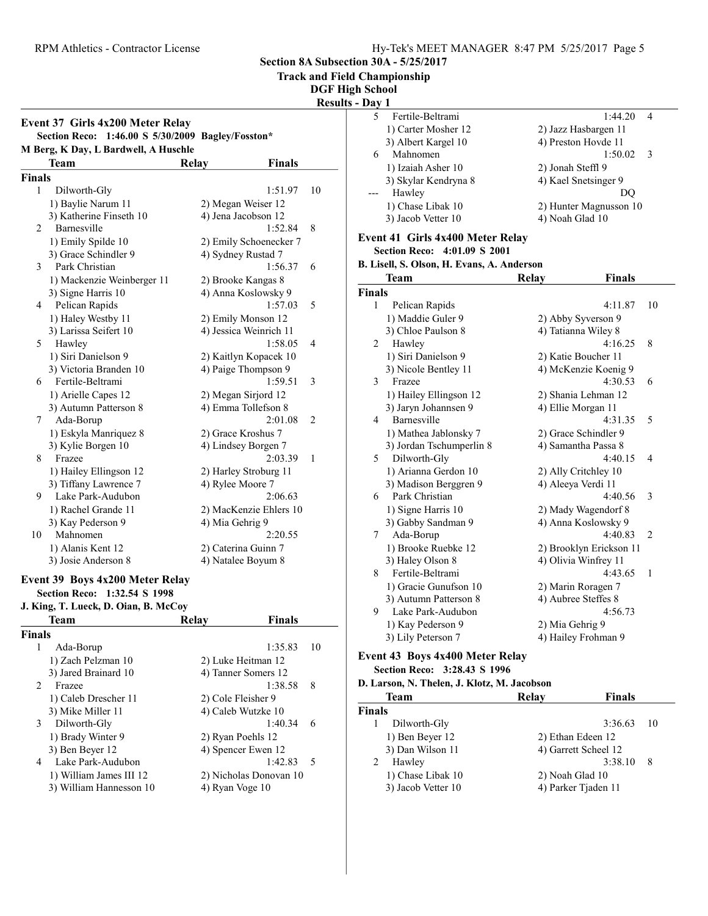Section 8A Subsection 30A - 5/25/2017

Track and Field Championship

DGF High School

Results - Day 1

### Event 37 Girls 4x200 Meter Relay

**Section Reco: 1:46.00 S 5/30/2009 Bagley/Fosston***

**M Berg, K Day, L Bardwell, A Huschle**

| | Team | Relay | Finals | |
|---|---|---|---|---|
| **Finals** | | | | |
| 1 | Dilworth-Gly | | 1:51.97 | 10 |
| | 1) Baylie Narum 11 | 2) Megan Weiser 12 | | |
| | 3) Katherine Finseth 10 | 4) Jena Jacobson 12 | | |
| 2 | Barnesville | | 1:52.84 | 8 |
| | 1) Emily Spilde 10 | 2) Emily Schoenecker 7 | | |
| | 3) Grace Schindler 9 | 4) Sydney Rustad 7 | | |
| 3 | Park Christian | | 1:56.37 | 6 |
| | 1) Mackenzie Weinberger 11 | 2) Brooke Kangas 8 | | |
| | 3) Signe Harris 10 | 4) Anna Koslowsky 9 | | |
| 4 | Pelican Rapids | | 1:57.03 | 5 |
| | 1) Haley Westby 11 | 2) Emily Monson 12 | | |
| | 3) Larissa Seifert 10 | 4) Jessica Weinrich 11 | | |
| 5 | Hawley | | 1:58.05 | 4 |
| | 1) Siri Danielson 9 | 2) Kaitlyn Kopacek 10 | | |
| | 3) Victoria Branden 10 | 4) Paige Thompson 9 | | |
| 6 | Fertile-Beltrami | | 1:59.51 | 3 |
| | 1) Arielle Capes 12 | 2) Megan Sirjord 12 | | |
| | 3) Autumn Patterson 8 | 4) Emma Tollefson 8 | | |
| 7 | Ada-Borup | | 2:01.08 | 2 |
| | 1) Eskyla Manriquez 8 | 2) Grace Kroshus 7 | | |
| | 3) Kylie Borgen 10 | 4) Lindsey Borgen 7 | | |
| 8 | Frazee | | 2:03.39 | 1 |
| | 1) Hailey Ellingson 12 | 2) Harley Stroburg 11 | | |
| | 3) Tiffany Lawrence 7 | 4) Rylee Moore 7 | | |
| 9 | Lake Park-Audubon | | 2:06.63 | |
| | 1) Rachel Grande 11 | 2) MacKenzie Ehlers 10 | | |
| | 3) Kay Pederson 9 | 4) Mia Gehrig 9 | | |
| 10 | Mahnomen | | 2:20.55 | |
| | 1) Alanis Kent 12 | 2) Caterina Guinn 7 | | |
| | 3) Josie Anderson 8 | 4) Natalee Boyum 8 | | |

### Event 39 Boys 4x200 Meter Relay

**Section Reco: 1:32.54 S 1998**

**J. King, T. Lueck, D. Oian, B. McCoy**

| | Team | Relay | Finals | |
|---|---|---|---|---|
| **Finals** | | | | |
| 1 | Ada-Borup | | 1:35.83 | 10 |
| | 1) Zach Pelzman 10 | 2) Luke Heitman 12 | | |
| | 3) Jared Brainard 10 | 4) Tanner Somers 12 | | |
| 2 | Frazee | | 1:38.58 | 8 |
| | 1) Caleb Drescher 11 | 2) Cole Fleisher 9 | | |
| | 3) Mike Miller 11 | 4) Caleb Wutzke 10 | | |
| 3 | Dilworth-Gly | | 1:40.34 | 6 |
| | 1) Brady Winter 9 | 2) Ryan Poehls 12 | | |
| | 3) Ben Beyer 12 | 4) Spencer Ewen 12 | | |
| 4 | Lake Park-Audubon | | 1:42.83 | 5 |
| | 1) William James III 12 | 2) Nicholas Donovan 10 | | |
| | 3) William Hannesson 10 | 4) Ryan Voge 10 | | |
| 5 | Fertile-Beltrami | | 1:44.20 | 4 |
| | 1) Carter Mosher 12 | 2) Jazz Hasbargen 11 | | |
| | 3) Albert Kargel 10 | 4) Preston Hovde 11 | | |
| 6 | Mahnomen | | 1:50.02 | 3 |
| | 1) Izaiah Asher 10 | 2) Jonah Steffl 9 | | |
| | 3) Skylar Kendryna 8 | 4) Kael Snetsinger 9 | | |
| --- | Hawley | | DQ | |
| | 1) Chase Libak 10 | 2) Hunter Magnusson 10 | | |
| | 3) Jacob Vetter 10 | 4) Noah Glad 10 | | |

### Event 41 Girls 4x400 Meter Relay

**Section Reco: 4:01.09 S 2001**

**B. Lisell, S. Olson, H. Evans, A. Anderson**

| | Team | Relay | Finals | |
|---|---|---|---|---|
| **Finals** | | | | |
| 1 | Pelican Rapids | | 4:11.87 | 10 |
| | 1) Maddie Guler 9 | 2) Abby Syverson 9 | | |
| | 3) Chloe Paulson 8 | 4) Tatianna Wiley 8 | | |
| 2 | Hawley | | 4:16.25 | 8 |
| | 1) Siri Danielson 9 | 2) Katie Boucher 11 | | |
| | 3) Nicole Bentley 11 | 4) McKenzie Koenig 9 | | |
| 3 | Frazee | | 4:30.53 | 6 |
| | 1) Hailey Ellingson 12 | 2) Shania Lehman 12 | | |
| | 3) Jaryn Johannsen 9 | 4) Ellie Morgan 11 | | |
| 4 | Barnesville | | 4:31.35 | 5 |
| | 1) Mathea Jablonsky 7 | 2) Grace Schindler 9 | | |
| | 3) Jordan Tschumperlin 8 | 4) Samantha Passa 8 | | |
| 5 | Dilworth-Gly | | 4:40.15 | 4 |
| | 1) Arianna Gerdon 10 | 2) Ally Critchley 10 | | |
| | 3) Madison Berggren 9 | 4) Aleeya Verdi 11 | | |
| 6 | Park Christian | | 4:40.56 | 3 |
| | 1) Signe Harris 10 | 2) Mady Wagendorf 8 | | |
| | 3) Gabby Sandman 9 | 4) Anna Koslowsky 9 | | |
| 7 | Ada-Borup | | 4:40.83 | 2 |
| | 1) Brooke Ruebke 12 | 2) Brooklyn Erickson 11 | | |
| | 3) Haley Olson 8 | 4) Olivia Winfrey 11 | | |
| 8 | Fertile-Beltrami | | 4:43.65 | 1 |
| | 1) Gracie Gunufson 10 | 2) Marin Roragen 7 | | |
| | 3) Autumn Patterson 8 | 4) Aubree Steffes 8 | | |
| 9 | Lake Park-Audubon | | 4:56.73 | |
| | 1) Kay Pederson 9 | 2) Mia Gehrig 9 | | |
| | 3) Lily Peterson 7 | 4) Hailey Frohman 9 | | |

### Event 43 Boys 4x400 Meter Relay

**Section Reco: 3:28.43 S 1996**

**D. Larson, N. Thelen, J. Klotz, M. Jacobson**

| | Team | Relay | Finals | |
|---|---|---|---|---|
| **Finals** | | | | |
| 1 | Dilworth-Gly | | 3:36.63 | 10 |
| | 1) Ben Beyer 12 | 2) Ethan Edeen 12 | | |
| | 3) Dan Wilson 11 | 4) Garrett Scheel 12 | | |
| 2 | Hawley | | 3:38.10 | 8 |
| | 1) Chase Libak 10 | 2) Noah Glad 10 | | |
| | 3) Jacob Vetter 10 | 4) Parker Tjaden 11 | | |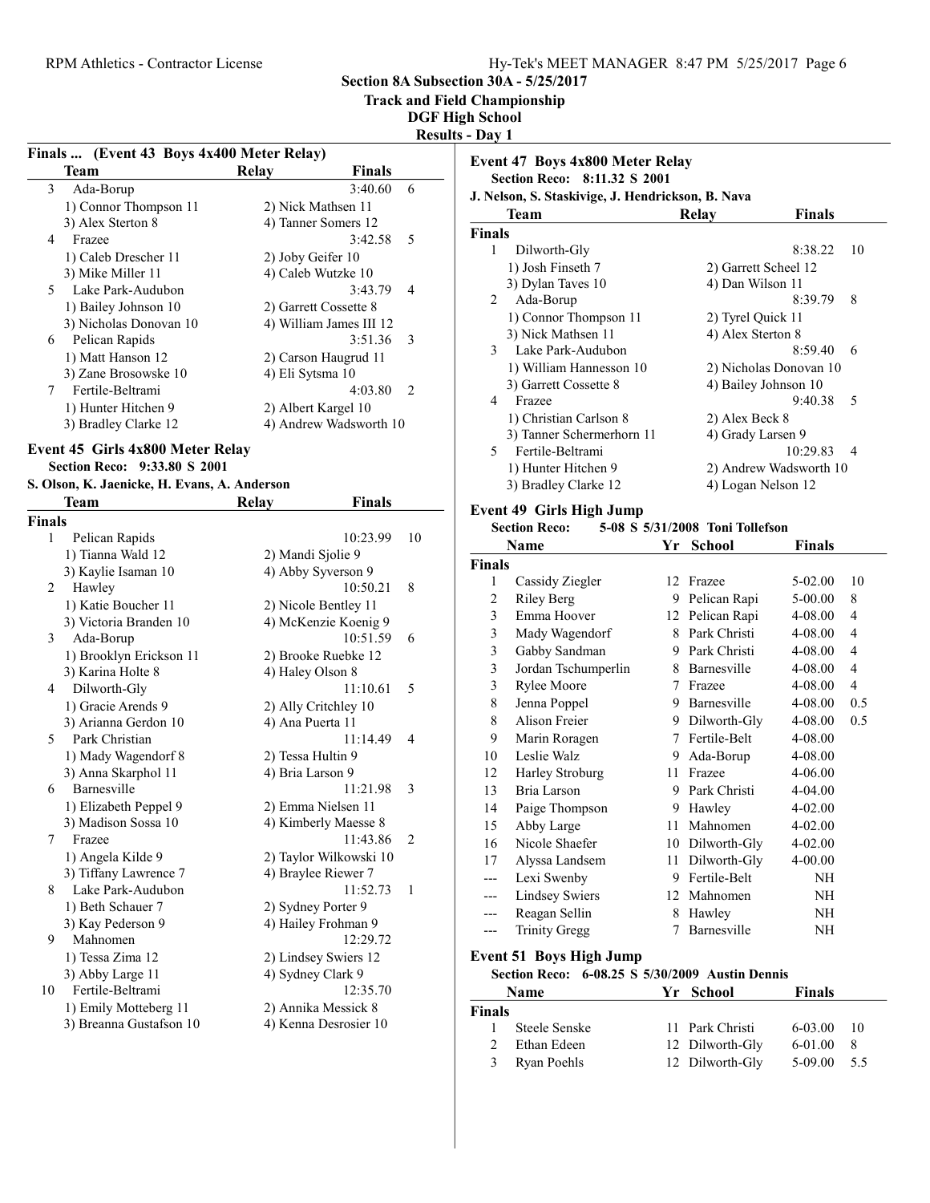# Section 8A Subsection 30A - 5/25/2017

## Track and Field Championship

### DGF High School

### Results - Day 1

## Finals ... (Event 43 Boys 4x400 Meter Relay)

| | Team | Relay | Finals | |
|---|---|---|---|---|
| 3 | Ada-Borup | | 3:40.60 | 6 |
| | 1) Connor Thompson 11 | 2) Nick Mathsen 11 | | |
| | 3) Alex Sterton 8 | 4) Tanner Somers 12 | | |
| 4 | Frazee | | 3:42.58 | 5 |
| | 1) Caleb Drescher 11 | 2) Joby Geifer 10 | | |
| | 3) Mike Miller 11 | 4) Caleb Wutzke 10 | | |
| 5 | Lake Park-Audubon | | 3:43.79 | 4 |
| | 1) Bailey Johnson 10 | 2) Garrett Cossette 8 | | |
| | 3) Nicholas Donovan 10 | 4) William James III 12 | | |
| 6 | Pelican Rapids | | 3:51.36 | 3 |
| | 1) Matt Hanson 12 | 2) Carson Haugrud 11 | | |
| | 3) Zane Brosowske 10 | 4) Eli Sytsma 10 | | |
| 7 | Fertile-Beltrami | | 4:03.80 | 2 |
| | 1) Hunter Hitchen 9 | 2) Albert Kargel 10 | | |
| | 3) Bradley Clarke 12 | 4) Andrew Wadsworth 10 | | |

## Event 45 Girls 4x800 Meter Relay

**Section Reco: 9:33.80 S 2001**

**S. Olson, K. Jaenicke, H. Evans, A. Anderson**

| | Team | Relay | Finals | |
|---|---|---|---|---|
| **Finals** | | | | |
| 1 | Pelican Rapids | | 10:23.99 | 10 |
| | 1) Tianna Wald 12 | 2) Mandi Sjolie 9 | | |
| | 3) Kaylie Isaman 10 | 4) Abby Syverson 9 | | |
| 2 | Hawley | | 10:50.21 | 8 |
| | 1) Katie Boucher 11 | 2) Nicole Bentley 11 | | |
| | 3) Victoria Branden 10 | 4) McKenzie Koenig 9 | | |
| 3 | Ada-Borup | | 10:51.59 | 6 |
| | 1) Brooklyn Erickson 11 | 2) Brooke Ruebke 12 | | |
| | 3) Karina Holte 8 | 4) Haley Olson 8 | | |
| 4 | Dilworth-Gly | | 11:10.61 | 5 |
| | 1) Gracie Arends 9 | 2) Ally Critchley 10 | | |
| | 3) Arianna Gerdon 10 | 4) Ana Puerta 11 | | |
| 5 | Park Christian | | 11:14.49 | 4 |
| | 1) Mady Wagendorf 8 | 2) Tessa Hultin 9 | | |
| | 3) Anna Skarphol 11 | 4) Bria Larson 9 | | |
| 6 | Barnesville | | 11:21.98 | 3 |
| | 1) Elizabeth Peppel 9 | 2) Emma Nielsen 11 | | |
| | 3) Madison Sossa 10 | 4) Kimberly Maesse 8 | | |
| 7 | Frazee | | 11:43.86 | 2 |
| | 1) Angela Kilde 9 | 2) Taylor Wilkowski 10 | | |
| | 3) Tiffany Lawrence 7 | 4) Braylee Riewer 7 | | |
| 8 | Lake Park-Audubon | | 11:52.73 | 1 |
| | 1) Beth Schauer 7 | 2) Sydney Porter 9 | | |
| | 3) Kay Pederson 9 | 4) Hailey Frohman 9 | | |
| 9 | Mahnomen | | 12:29.72 | |
| | 1) Tessa Zima 12 | 2) Lindsey Swiers 12 | | |
| | 3) Abby Large 11 | 4) Sydney Clark 9 | | |
| 10 | Fertile-Beltrami | | 12:35.70 | |
| | 1) Emily Motteberg 11 | 2) Annika Messick 8 | | |
| | 3) Breanna Gustafson 10 | 4) Kenna Desrosier 10 | | |

## Event 47 Boys 4x800 Meter Relay

**Section Reco: 8:11.32 S 2001**

**J. Nelson, S. Staskivige, J. Hendrickson, B. Nava**

| | Team | Relay | Finals | |
|---|---|---|---|---|
| **Finals** | | | | |
| 1 | Dilworth-Gly | | 8:38.22 | 10 |
| | 1) Josh Finseth 7 | 2) Garrett Scheel 12 | | |
| | 3) Dylan Taves 10 | 4) Dan Wilson 11 | | |
| 2 | Ada-Borup | | 8:39.79 | 8 |
| | 1) Connor Thompson 11 | 2) Tyrel Quick 11 | | |
| | 3) Nick Mathsen 11 | 4) Alex Sterton 8 | | |
| 3 | Lake Park-Audubon | | 8:59.40 | 6 |
| | 1) William Hannesson 10 | 2) Nicholas Donovan 10 | | |
| | 3) Garrett Cossette 8 | 4) Bailey Johnson 10 | | |
| 4 | Frazee | | 9:40.38 | 5 |
| | 1) Christian Carlson 8 | 2) Alex Beck 8 | | |
| | 3) Tanner Schermerhorn 11 | 4) Grady Larsen 9 | | |
| 5 | Fertile-Beltrami | | 10:29.83 | 4 |
| | 1) Hunter Hitchen 9 | 2) Andrew Wadsworth 10 | | |
| | 3) Bradley Clarke 12 | 4) Logan Nelson 12 | | |

## Event 49 Girls High Jump

**Section Reco: 5-08 S 5/31/2008 Toni Tollefson**

| | Name | Yr | School | Finals | |
|---|---|---|---|---|---|
| **Finals** | | | | | |
| 1 | Cassidy Ziegler | 12 | Frazee | 5-02.00 | 10 |
| 2 | Riley Berg | 9 | Pelican Rapi | 5-00.00 | 8 |
| 3 | Emma Hoover | 12 | Pelican Rapi | 4-08.00 | 4 |
| 3 | Mady Wagendorf | 8 | Park Christi | 4-08.00 | 4 |
| 3 | Gabby Sandman | 9 | Park Christi | 4-08.00 | 4 |
| 3 | Jordan Tschumperlin | 8 | Barnesville | 4-08.00 | 4 |
| 3 | Rylee Moore | 7 | Frazee | 4-08.00 | 4 |
| 8 | Jenna Poppel | 9 | Barnesville | 4-08.00 | 0.5 |
| 8 | Alison Freier | 9 | Dilworth-Gly | 4-08.00 | 0.5 |
| 9 | Marin Roragen | 7 | Fertile-Belt | 4-08.00 | |
| 10 | Leslie Walz | 9 | Ada-Borup | 4-08.00 | |
| 12 | Harley Stroburg | 11 | Frazee | 4-06.00 | |
| 13 | Bria Larson | 9 | Park Christi | 4-04.00 | |
| 14 | Paige Thompson | 9 | Hawley | 4-02.00 | |
| 15 | Abby Large | 11 | Mahnomen | 4-02.00 | |
| 16 | Nicole Shaefer | 10 | Dilworth-Gly | 4-02.00 | |
| 17 | Alyssa Landsem | 11 | Dilworth-Gly | 4-00.00 | |
| --- | Lexi Swenby | 9 | Fertile-Belt | NH | |
| --- | Lindsey Swiers | 12 | Mahnomen | NH | |
| --- | Reagan Sellin | 8 | Hawley | NH | |
| --- | Trinity Gregg | 7 | Barnesville | NH | |

## Event 51 Boys High Jump

**Section Reco: 6-08.25 S 5/30/2009 Austin Dennis**

| | Name | Yr | School | Finals | |
|---|---|---|---|---|---|
| **Finals** | | | | | |
| 1 | Steele Senske | 11 | Park Christi | 6-03.00 | 10 |
| 2 | Ethan Edeen | 12 | Dilworth-Gly | 6-01.00 | 8 |
| 3 | Ryan Poehls | 12 | Dilworth-Gly | 5-09.00 | 5.5 |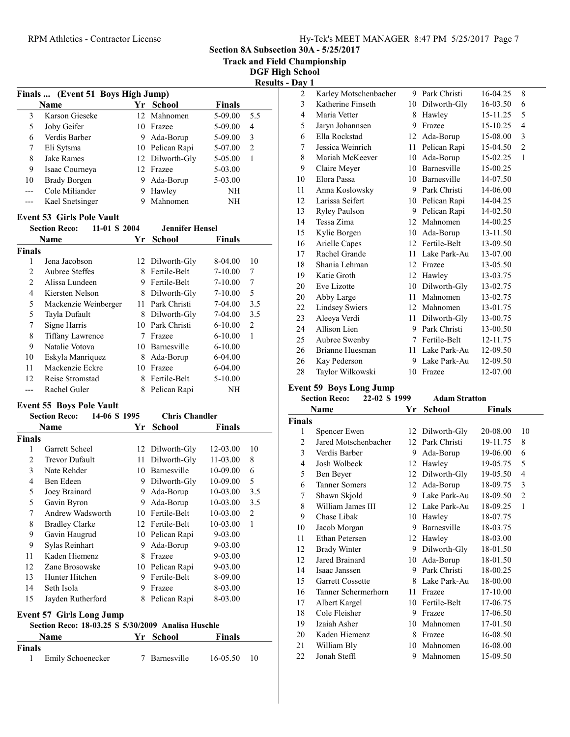**Section 8A Subsection 30A - 5/25/2017**
**Track and Field Championship**
**DGF High School**
**Results - Day 1**

### Finals ... (Event 51 Boys High Jump)

| | Name | Yr | School | Finals | |
|---|---|---|---|---|---|
| 3 | Karson Gieseke | 12 | Mahnomen | 5-09.00 | 5.5 |
| 5 | Joby Geifer | 10 | Frazee | 5-09.00 | 4 |
| 6 | Verdis Barber | 9 | Ada-Borup | 5-09.00 | 3 |
| 7 | Eli Sytsma | 10 | Pelican Rapi | 5-07.00 | 2 |
| 8 | Jake Rames | 12 | Dilworth-Gly | 5-05.00 | 1 |
| 9 | Isaac Courneya | 12 | Frazee | 5-03.00 | |
| 10 | Brady Borgen | 9 | Ada-Borup | 5-03.00 | |
| --- | Cole Miliander | 9 | Hawley | NH | |
| --- | Kael Snetsinger | 9 | Mahnomen | NH | |

### Event 53 Girls Pole Vault

Section Reco: 11-01 S 2004 Jennifer Hensel

| | Name | Yr | School | Finals | |
|---|---|---|---|---|---|
| **Finals** | | | | | |
| 1 | Jena Jacobson | 12 | Dilworth-Gly | 8-04.00 | 10 |
| 2 | Aubree Steffes | 8 | Fertile-Belt | 7-10.00 | 7 |
| 2 | Alissa Lundeen | 9 | Fertile-Belt | 7-10.00 | 7 |
| 4 | Kiersten Nelson | 8 | Dilworth-Gly | 7-10.00 | 5 |
| 5 | Mackenzie Weinberger | 11 | Park Christi | 7-04.00 | 3.5 |
| 5 | Tayla Dufault | 8 | Dilworth-Gly | 7-04.00 | 3.5 |
| 7 | Signe Harris | 10 | Park Christi | 6-10.00 | 2 |
| 8 | Tiffany Lawrence | 7 | Frazee | 6-10.00 | 1 |
| 9 | Natalie Votova | 10 | Barnesville | 6-10.00 | |
| 10 | Eskyla Manriquez | 8 | Ada-Borup | 6-04.00 | |
| 11 | Mackenzie Eckre | 10 | Frazee | 6-04.00 | |
| 12 | Reise Stromstad | 8 | Fertile-Belt | 5-10.00 | |
| --- | Rachel Guler | 8 | Pelican Rapi | NH | |

### Event 55 Boys Pole Vault

Section Reco: 14-06 S 1995 Chris Chandler

| | Name | Yr | School | Finals | |
|---|---|---|---|---|---|
| **Finals** | | | | | |
| 1 | Garrett Scheel | 12 | Dilworth-Gly | 12-03.00 | 10 |
| 2 | Trevor Dufault | 11 | Dilworth-Gly | 11-03.00 | 8 |
| 3 | Nate Rehder | 10 | Barnesville | 10-09.00 | 6 |
| 4 | Ben Edeen | 9 | Dilworth-Gly | 10-09.00 | 5 |
| 5 | Joey Brainard | 9 | Ada-Borup | 10-03.00 | 3.5 |
| 5 | Gavin Byron | 9 | Ada-Borup | 10-03.00 | 3.5 |
| 7 | Andrew Wadsworth | 10 | Fertile-Belt | 10-03.00 | 2 |
| 8 | Bradley Clarke | 12 | Fertile-Belt | 10-03.00 | 1 |
| 9 | Gavin Haugrud | 10 | Pelican Rapi | 9-03.00 | |
| 9 | Sylas Reinhart | 9 | Ada-Borup | 9-03.00 | |
| 11 | Kaden Hiemenz | 8 | Frazee | 9-03.00 | |
| 12 | Zane Brosowske | 10 | Pelican Rapi | 9-03.00 | |
| 13 | Hunter Hitchen | 9 | Fertile-Belt | 8-09.00 | |
| 14 | Seth Isola | 9 | Frazee | 8-03.00 | |
| 15 | Jayden Rutherford | 8 | Pelican Rapi | 8-03.00 | |

### Event 57 Girls Long Jump

Section Reco: 18-03.25 S 5/30/2009 Analisa Huschle

| | Name | Yr | School | Finals | |
|---|---|---|---|---|---|
| **Finals** | | | | | |
| 1 | Emily Schoenecker | 7 | Barnesville | 16-05.50 | 10 |
| 2 | Karley Motschenbacher | 9 | Park Christi | 16-04.25 | 8 |
| 3 | Katherine Finseth | 10 | Dilworth-Gly | 16-03.50 | 6 |
| 4 | Maria Vetter | 8 | Hawley | 15-11.25 | 5 |
| 5 | Jaryn Johannsen | 9 | Frazee | 15-10.25 | 4 |
| 6 | Ella Rockstad | 12 | Ada-Borup | 15-08.00 | 3 |
| 7 | Jessica Weinrich | 11 | Pelican Rapi | 15-04.50 | 2 |
| 8 | Mariah McKeever | 10 | Ada-Borup | 15-02.25 | 1 |
| 9 | Claire Meyer | 10 | Barnesville | 15-00.25 | |
| 10 | Elora Passa | 10 | Barnesville | 14-07.50 | |
| 11 | Anna Koslowsky | 9 | Park Christi | 14-06.00 | |
| 12 | Larissa Seifert | 10 | Pelican Rapi | 14-04.25 | |
| 13 | Ryley Paulson | 9 | Pelican Rapi | 14-02.50 | |
| 14 | Tessa Zima | 12 | Mahnomen | 14-00.25 | |
| 15 | Kylie Borgen | 10 | Ada-Borup | 13-11.50 | |
| 16 | Arielle Capes | 12 | Fertile-Belt | 13-09.50 | |
| 17 | Rachel Grande | 11 | Lake Park-Au | 13-07.00 | |
| 18 | Shania Lehman | 12 | Frazee | 13-05.50 | |
| 19 | Katie Groth | 12 | Hawley | 13-03.75 | |
| 20 | Eve Lizotte | 10 | Dilworth-Gly | 13-02.75 | |
| 20 | Abby Large | 11 | Mahnomen | 13-02.75 | |
| 22 | Lindsey Swiers | 12 | Mahnomen | 13-01.75 | |
| 23 | Aleeya Verdi | 11 | Dilworth-Gly | 13-00.75 | |
| 24 | Allison Lien | 9 | Park Christi | 13-00.50 | |
| 25 | Aubree Swenby | 7 | Fertile-Belt | 12-11.75 | |
| 26 | Brianne Huesman | 11 | Lake Park-Au | 12-09.50 | |
| 26 | Kay Pederson | 9 | Lake Park-Au | 12-09.50 | |
| 28 | Taylor Wilkowski | 10 | Frazee | 12-07.00 | |

### Event 59 Boys Long Jump

Section Reco: 22-02 S 1999 Adam Stratton

| | Name | Yr | School | Finals | |
|---|---|---|---|---|---|
| **Finals** | | | | | |
| 1 | Spencer Ewen | 12 | Dilworth-Gly | 20-08.00 | 10 |
| 2 | Jared Motschenbacher | 12 | Park Christi | 19-11.75 | 8 |
| 3 | Verdis Barber | 9 | Ada-Borup | 19-06.00 | 6 |
| 4 | Josh Wolbeck | 12 | Hawley | 19-05.75 | 5 |
| 5 | Ben Beyer | 12 | Dilworth-Gly | 19-05.50 | 4 |
| 6 | Tanner Somers | 12 | Ada-Borup | 18-09.75 | 3 |
| 7 | Shawn Skjold | 9 | Lake Park-Au | 18-09.50 | 2 |
| 8 | William James III | 12 | Lake Park-Au | 18-09.25 | 1 |
| 9 | Chase Libak | 10 | Hawley | 18-07.75 | |
| 10 | Jacob Morgan | 9 | Barnesville | 18-03.75 | |
| 11 | Ethan Petersen | 12 | Hawley | 18-03.00 | |
| 12 | Brady Winter | 9 | Dilworth-Gly | 18-01.50 | |
| 12 | Jared Brainard | 10 | Ada-Borup | 18-01.50 | |
| 14 | Isaac Janssen | 9 | Park Christi | 18-00.25 | |
| 15 | Garrett Cossette | 8 | Lake Park-Au | 18-00.00 | |
| 16 | Tanner Schermerhorn | 11 | Frazee | 17-10.00 | |
| 17 | Albert Kargel | 10 | Fertile-Belt | 17-06.75 | |
| 18 | Cole Fleisher | 9 | Frazee | 17-06.50 | |
| 19 | Izaiah Asher | 10 | Mahnomen | 17-01.50 | |
| 20 | Kaden Hiemenz | 8 | Frazee | 16-08.50 | |
| 21 | William Bly | 10 | Mahnomen | 16-08.00 | |
| 22 | Jonah Steffl | 9 | Mahnomen | 15-09.50 | |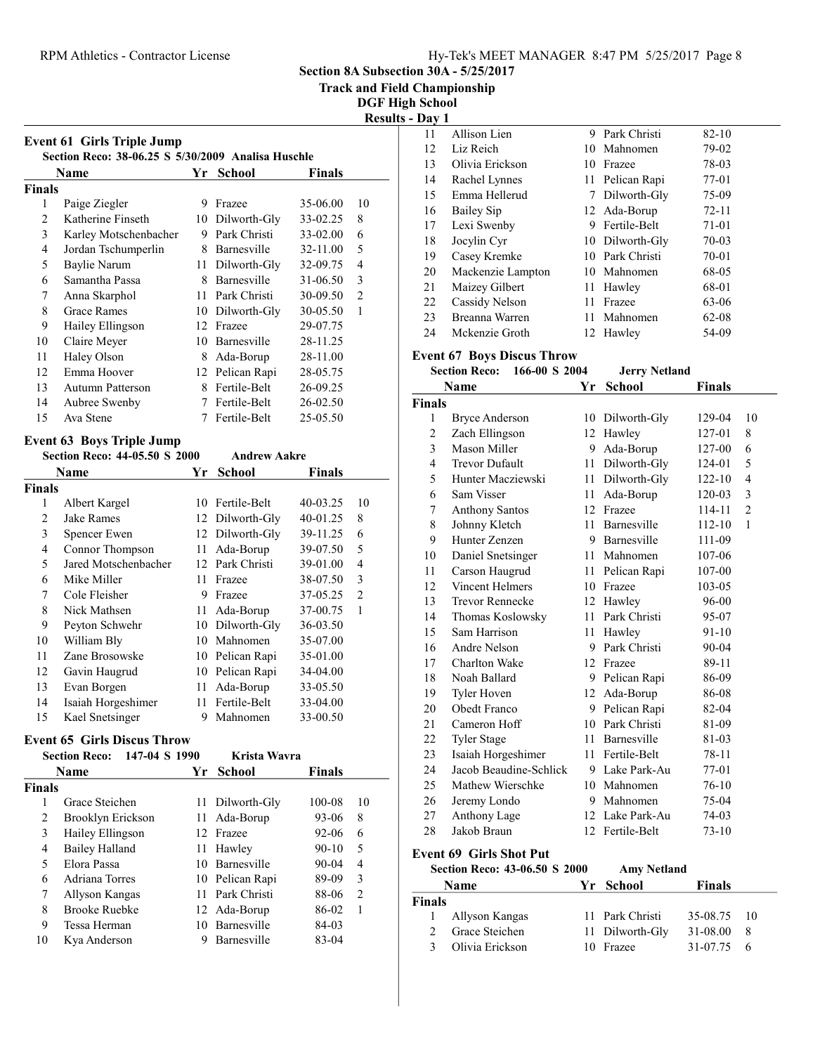**Section 8A Subsection 30A - 5/25/2017**

**Track and Field Championship**

**DGF High School**

**Results - Day 1**

### Event 61 Girls Triple Jump

**Section Reco: 38-06.25 S 5/30/2009 Analisa Huschle**

| | Name | Yr | School | Finals | |
|---|---|---|---|---|---|
| **Finals** | | | | | |
| 1 | Paige Ziegler | 9 | Frazee | 35-06.00 | 10 |
| 2 | Katherine Finseth | 10 | Dilworth-Gly | 33-02.25 | 8 |
| 3 | Karley Motschenbacher | 9 | Park Christi | 33-02.00 | 6 |
| 4 | Jordan Tschumperlin | 8 | Barnesville | 32-11.00 | 5 |
| 5 | Baylie Narum | 11 | Dilworth-Gly | 32-09.75 | 4 |
| 6 | Samantha Passa | 8 | Barnesville | 31-06.50 | 3 |
| 7 | Anna Skarphol | 11 | Park Christi | 30-09.50 | 2 |
| 8 | Grace Rames | 10 | Dilworth-Gly | 30-05.50 | 1 |
| 9 | Hailey Ellingson | 12 | Frazee | 29-07.75 | |
| 10 | Claire Meyer | 10 | Barnesville | 28-11.25 | |
| 11 | Haley Olson | 8 | Ada-Borup | 28-11.00 | |
| 12 | Emma Hoover | 12 | Pelican Rapi | 28-05.75 | |
| 13 | Autumn Patterson | 8 | Fertile-Belt | 26-09.25 | |
| 14 | Aubree Swenby | 7 | Fertile-Belt | 26-02.50 | |
| 15 | Ava Stene | 7 | Fertile-Belt | 25-05.50 | |

### Event 63 Boys Triple Jump

**Section Reco: 44-05.50 S 2000 Andrew Aakre**

| | Name | Yr | School | Finals | |
|---|---|---|---|---|---|
| **Finals** | | | | | |
| 1 | Albert Kargel | 10 | Fertile-Belt | 40-03.25 | 10 |
| 2 | Jake Rames | 12 | Dilworth-Gly | 40-01.25 | 8 |
| 3 | Spencer Ewen | 12 | Dilworth-Gly | 39-11.25 | 6 |
| 4 | Connor Thompson | 11 | Ada-Borup | 39-07.50 | 5 |
| 5 | Jared Motschenbacher | 12 | Park Christi | 39-01.00 | 4 |
| 6 | Mike Miller | 11 | Frazee | 38-07.50 | 3 |
| 7 | Cole Fleisher | 9 | Frazee | 37-05.25 | 2 |
| 8 | Nick Mathsen | 11 | Ada-Borup | 37-00.75 | 1 |
| 9 | Peyton Schwehr | 10 | Dilworth-Gly | 36-03.50 | |
| 10 | William Bly | 10 | Mahnomen | 35-07.00 | |
| 11 | Zane Brosowske | 10 | Pelican Rapi | 35-01.00 | |
| 12 | Gavin Haugrud | 10 | Pelican Rapi | 34-04.00 | |
| 13 | Evan Borgen | 11 | Ada-Borup | 33-05.50 | |
| 14 | Isaiah Horgeshimer | 11 | Fertile-Belt | 33-04.00 | |
| 15 | Kael Snetsinger | 9 | Mahnomen | 33-00.50 | |

### Event 65 Girls Discus Throw

**Section Reco: 147-04 S 1990 Krista Wavra**

| | Name | Yr | School | Finals | |
|---|---|---|---|---|---|
| **Finals** | | | | | |
| 1 | Grace Steichen | 11 | Dilworth-Gly | 100-08 | 10 |
| 2 | Brooklyn Erickson | 11 | Ada-Borup | 93-06 | 8 |
| 3 | Hailey Ellingson | 12 | Frazee | 92-06 | 6 |
| 4 | Bailey Halland | 11 | Hawley | 90-10 | 5 |
| 5 | Elora Passa | 10 | Barnesville | 90-04 | 4 |
| 6 | Adriana Torres | 10 | Pelican Rapi | 89-09 | 3 |
| 7 | Allyson Kangas | 11 | Park Christi | 88-06 | 2 |
| 8 | Brooke Ruebke | 12 | Ada-Borup | 86-02 | 1 |
| 9 | Tessa Herman | 10 | Barnesville | 84-03 | |
| 10 | Kya Anderson | 9 | Barnesville | 83-04 | |
| 11 | Allison Lien | 9 | Park Christi | 82-10 | |
| 12 | Liz Reich | 10 | Mahnomen | 79-02 | |
| 13 | Olivia Erickson | 10 | Frazee | 78-03 | |
| 14 | Rachel Lynnes | 11 | Pelican Rapi | 77-01 | |
| 15 | Emma Hellerud | 7 | Dilworth-Gly | 75-09 | |
| 16 | Bailey Sip | 12 | Ada-Borup | 72-11 | |
| 17 | Lexi Swenby | 9 | Fertile-Belt | 71-01 | |
| 18 | Jocylin Cyr | 10 | Dilworth-Gly | 70-03 | |
| 19 | Casey Kremke | 10 | Park Christi | 70-01 | |
| 20 | Mackenzie Lampton | 10 | Mahnomen | 68-05 | |
| 21 | Maizey Gilbert | 11 | Hawley | 68-01 | |
| 22 | Cassidy Nelson | 11 | Frazee | 63-06 | |
| 23 | Breanna Warren | 11 | Mahnomen | 62-08 | |
| 24 | Mckenzie Groth | 12 | Hawley | 54-09 | |

### Event 67 Boys Discus Throw

**Section Reco: 166-00 S 2004 Jerry Netland**

| | Name | Yr | School | Finals | |
|---|---|---|---|---|---|
| **Finals** | | | | | |
| 1 | Bryce Anderson | 10 | Dilworth-Gly | 129-04 | 10 |
| 2 | Zach Ellingson | 12 | Hawley | 127-01 | 8 |
| 3 | Mason Miller | 9 | Ada-Borup | 127-00 | 6 |
| 4 | Trevor Dufault | 11 | Dilworth-Gly | 124-01 | 5 |
| 5 | Hunter Macziewski | 11 | Dilworth-Gly | 122-10 | 4 |
| 6 | Sam Visser | 11 | Ada-Borup | 120-03 | 3 |
| 7 | Anthony Santos | 12 | Frazee | 114-11 | 2 |
| 8 | Johnny Kletch | 11 | Barnesville | 112-10 | 1 |
| 9 | Hunter Zenzen | 9 | Barnesville | 111-09 | |
| 10 | Daniel Snetsinger | 11 | Mahnomen | 107-06 | |
| 11 | Carson Haugrud | 11 | Pelican Rapi | 107-00 | |
| 12 | Vincent Helmers | 10 | Frazee | 103-05 | |
| 13 | Trevor Rennecke | 12 | Hawley | 96-00 | |
| 14 | Thomas Koslowsky | 11 | Park Christi | 95-07 | |
| 15 | Sam Harrison | 11 | Hawley | 91-10 | |
| 16 | Andre Nelson | 9 | Park Christi | 90-04 | |
| 17 | Charlton Wake | 12 | Frazee | 89-11 | |
| 18 | Noah Ballard | 9 | Pelican Rapi | 86-09 | |
| 19 | Tyler Hoven | 12 | Ada-Borup | 86-08 | |
| 20 | Obedt Franco | 9 | Pelican Rapi | 82-04 | |
| 21 | Cameron Hoff | 10 | Park Christi | 81-09 | |
| 22 | Tyler Stage | 11 | Barnesville | 81-03 | |
| 23 | Isaiah Horgeshimer | 11 | Fertile-Belt | 78-11 | |
| 24 | Jacob Beaudine-Schlick | 9 | Lake Park-Au | 77-01 | |
| 25 | Mathew Wierschke | 10 | Mahnomen | 76-10 | |
| 26 | Jeremy Londo | 9 | Mahnomen | 75-04 | |
| 27 | Anthony Lage | 12 | Lake Park-Au | 74-03 | |
| 28 | Jakob Braun | 12 | Fertile-Belt | 73-10 | |

### Event 69 Girls Shot Put

**Section Reco: 43-06.50 S 2000 Amy Netland**

| | Name | Yr | School | Finals | |
|---|---|---|---|---|---|
| **Finals** | | | | | |
| 1 | Allyson Kangas | 11 | Park Christi | 35-08.75 | 10 |
| 2 | Grace Steichen | 11 | Dilworth-Gly | 31-08.00 | 8 |
| 3 | Olivia Erickson | 10 | Frazee | 31-07.75 | 6 |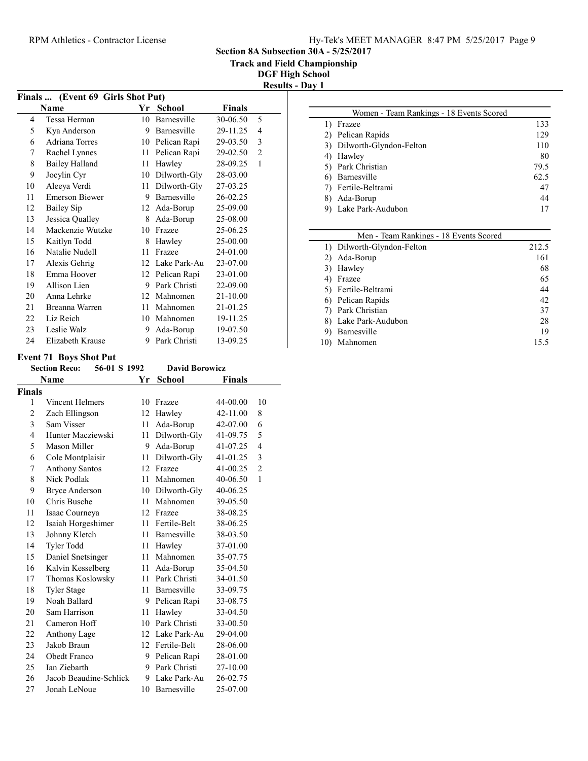**Section 8A Subsection 30A - 5/25/2017**

**Track and Field Championship**

**DGF High School**

**Results - Day 1**

### Finals ... (Event 69 Girls Shot Put)

| | Name | Yr | School | Finals | |
|---|---|---|---|---|---|
| 4 | Tessa Herman | 10 | Barnesville | 30-06.50 | 5 |
| 5 | Kya Anderson | 9 | Barnesville | 29-11.25 | 4 |
| 6 | Adriana Torres | 10 | Pelican Rapi | 29-03.50 | 3 |
| 7 | Rachel Lynnes | 11 | Pelican Rapi | 29-02.50 | 2 |
| 8 | Bailey Halland | 11 | Hawley | 28-09.25 | 1 |
| 9 | Jocylin Cyr | 10 | Dilworth-Gly | 28-03.00 | |
| 10 | Aleeya Verdi | 11 | Dilworth-Gly | 27-03.25 | |
| 11 | Emerson Biewer | 9 | Barnesville | 26-02.25 | |
| 12 | Bailey Sip | 12 | Ada-Borup | 25-09.00 | |
| 13 | Jessica Qualley | 8 | Ada-Borup | 25-08.00 | |
| 14 | Mackenzie Wutzke | 10 | Frazee | 25-06.25 | |
| 15 | Kaitlyn Todd | 8 | Hawley | 25-00.00 | |
| 16 | Natalie Nudell | 11 | Frazee | 24-01.00 | |
| 17 | Alexis Gehrig | 12 | Lake Park-Au | 23-07.00 | |
| 18 | Emma Hoover | 12 | Pelican Rapi | 23-01.00 | |
| 19 | Allison Lien | 9 | Park Christi | 22-09.00 | |
| 20 | Anna Lehrke | 12 | Mahnomen | 21-10.00 | |
| 21 | Breanna Warren | 11 | Mahnomen | 21-01.25 | |
| 22 | Liz Reich | 10 | Mahnomen | 19-11.25 | |
| 23 | Leslie Walz | 9 | Ada-Borup | 19-07.50 | |
| 24 | Elizabeth Krause | 9 | Park Christi | 13-09.25 | |

### Event 71 Boys Shot Put

**Section Reco:** 56-01 S 1992 **David Borowicz**

| | Name | Yr | School | Finals | |
|---|---|---|---|---|---|
| **Finals** | | | | | |
| 1 | Vincent Helmers | 10 | Frazee | 44-00.00 | 10 |
| 2 | Zach Ellingson | 12 | Hawley | 42-11.00 | 8 |
| 3 | Sam Visser | 11 | Ada-Borup | 42-07.00 | 6 |
| 4 | Hunter Macziewski | 11 | Dilworth-Gly | 41-09.75 | 5 |
| 5 | Mason Miller | 9 | Ada-Borup | 41-07.25 | 4 |
| 6 | Cole Montplaisir | 11 | Dilworth-Gly | 41-01.25 | 3 |
| 7 | Anthony Santos | 12 | Frazee | 41-00.25 | 2 |
| 8 | Nick Podlak | 11 | Mahnomen | 40-06.50 | 1 |
| 9 | Bryce Anderson | 10 | Dilworth-Gly | 40-06.25 | |
| 10 | Chris Busche | 11 | Mahnomen | 39-05.50 | |
| 11 | Isaac Courneya | 12 | Frazee | 38-08.25 | |
| 12 | Isaiah Horgeshimer | 11 | Fertile-Belt | 38-06.25 | |
| 13 | Johnny Kletch | 11 | Barnesville | 38-03.50 | |
| 14 | Tyler Todd | 11 | Hawley | 37-01.00 | |
| 15 | Daniel Snetsinger | 11 | Mahnomen | 35-07.75 | |
| 16 | Kalvin Kesselberg | 11 | Ada-Borup | 35-04.50 | |
| 17 | Thomas Koslowsky | 11 | Park Christi | 34-01.50 | |
| 18 | Tyler Stage | 11 | Barnesville | 33-09.75 | |
| 19 | Noah Ballard | 9 | Pelican Rapi | 33-08.75 | |
| 20 | Sam Harrison | 11 | Hawley | 33-04.50 | |
| 21 | Cameron Hoff | 10 | Park Christi | 33-00.50 | |
| 22 | Anthony Lage | 12 | Lake Park-Au | 29-04.00 | |
| 23 | Jakob Braun | 12 | Fertile-Belt | 28-06.00 | |
| 24 | Obedt Franco | 9 | Pelican Rapi | 28-01.00 | |
| 25 | Ian Ziebarth | 9 | Park Christi | 27-10.00 | |
| 26 | Jacob Beaudine-Schlick | 9 | Lake Park-Au | 26-02.75 | |
| 27 | Jonah LeNoue | 10 | Barnesville | 25-07.00 | |

### Women - Team Rankings - 18 Events Scored

| | | |
|---|---|---|
| 1) | Frazee | 133 |
| 2) | Pelican Rapids | 129 |
| 3) | Dilworth-Glyndon-Felton | 110 |
| 4) | Hawley | 80 |
| 5) | Park Christian | 79.5 |
| 6) | Barnesville | 62.5 |
| 7) | Fertile-Beltrami | 47 |
| 8) | Ada-Borup | 44 |
| 9) | Lake Park-Audubon | 17 |

### Men - Team Rankings - 18 Events Scored

| | | |
|---|---|---|
| 1) | Dilworth-Glyndon-Felton | 212.5 |
| 2) | Ada-Borup | 161 |
| 3) | Hawley | 68 |
| 4) | Frazee | 65 |
| 5) | Fertile-Beltrami | 44 |
| 6) | Pelican Rapids | 42 |
| 7) | Park Christian | 37 |
| 8) | Lake Park-Audubon | 28 |
| 9) | Barnesville | 19 |
| 10) | Mahnomen | 15.5 |